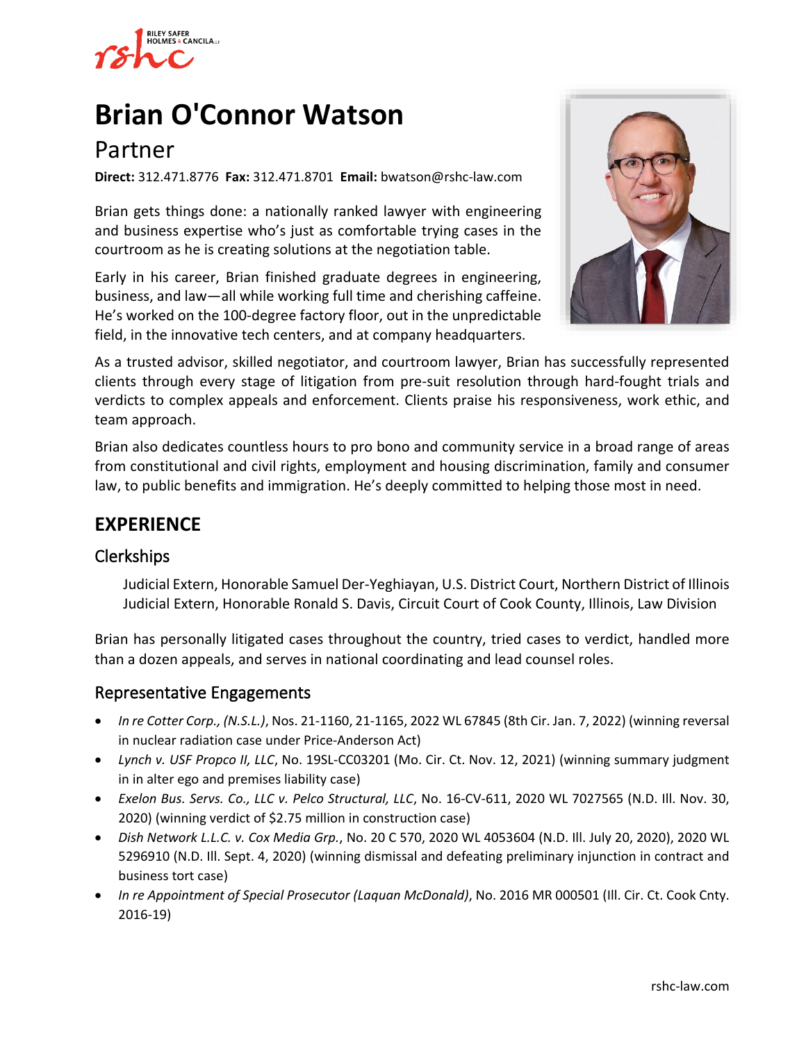# Brian O'Connor Watson

## Partner

**Direct:** 312.471.8776 **Fax:** 312.471.8701 **Email:** bwatson@rshc-law.com

Brian gets things done: a nationally ranked lawyer with engineering and business expertise who's just as comfortable trying cases in the courtroom as he is creating solutions at the negotiation table.

Early in his career, Brian finished graduate degrees in engineering, business, and law—all while working full time and cherishing caffeine. He's worked on the 100-degree factory floor, out in the unpredictable field, in the innovative tech centers, and at company headquarters.

As a trusted advisor, skilled negotiator, and courtroom lawyer, Brian has successfully represented clients through every stage of litigation from pre-suit resolution through hard-fought trials and verdicts to complex appeals and enforcement. Clients praise his responsiveness, work ethic, and team approach.

Brian also dedicates countless hours to pro bono and community service in a broad range of areas from constitutional and civil rights, employment and housing discrimination, family and consumer law, to public benefits and immigration. He's deeply committed to helping those most in need.

## EXPERIENCE

### Clerkships

Judicial Extern, Honorable Samuel Der-Yeghiayan, U.S. District Court, Northern District of Illinois
Judicial Extern, Honorable Ronald S. Davis, Circuit Court of Cook County, Illinois, Law Division

Brian has personally litigated cases throughout the country, tried cases to verdict, handled more than a dozen appeals, and serves in national coordinating and lead counsel roles.

### Representative Engagements

- *In re Cotter Corp., (N.S.L.)*, Nos. 21-1160, 21-1165, 2022 WL 67845 (8th Cir. Jan. 7, 2022) (winning reversal in nuclear radiation case under Price-Anderson Act)
- *Lynch v. USF Propco II, LLC*, No. 19SL-CC03201 (Mo. Cir. Ct. Nov. 12, 2021) (winning summary judgment in in alter ego and premises liability case)
- *Exelon Bus. Servs. Co., LLC v. Pelco Structural, LLC*, No. 16-CV-611, 2020 WL 7027565 (N.D. Ill. Nov. 30, 2020) (winning verdict of $2.75 million in construction case)
- *Dish Network L.L.C. v. Cox Media Grp.*, No. 20 C 570, 2020 WL 4053604 (N.D. Ill. July 20, 2020), 2020 WL 5296910 (N.D. Ill. Sept. 4, 2020) (winning dismissal and defeating preliminary injunction in contract and business tort case)
- *In re Appointment of Special Prosecutor (Laquan McDonald)*, No. 2016 MR 000501 (Ill. Cir. Ct. Cook Cnty. 2016-19)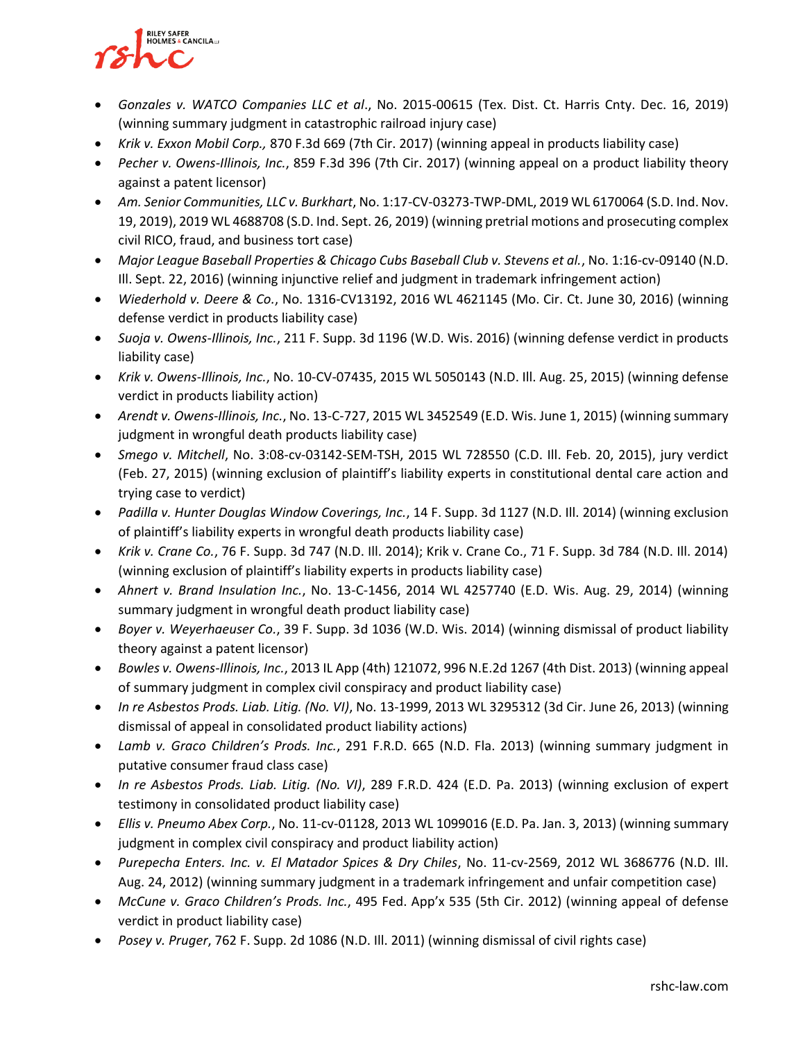- *Gonzales v. WATCO Companies LLC et al*., No. 2015-00615 (Tex. Dist. Ct. Harris Cnty. Dec. 16, 2019) (winning summary judgment in catastrophic railroad injury case)
- *Krik v. Exxon Mobil Corp.,* 870 F.3d 669 (7th Cir. 2017) (winning appeal in products liability case)
- *Pecher v. Owens-Illinois, Inc.*, 859 F.3d 396 (7th Cir. 2017) (winning appeal on a product liability theory against a patent licensor)
- *Am. Senior Communities, LLC v. Burkhart*, No. 1:17-CV-03273-TWP-DML, 2019 WL 6170064 (S.D. Ind. Nov. 19, 2019), 2019 WL 4688708 (S.D. Ind. Sept. 26, 2019) (winning pretrial motions and prosecuting complex civil RICO, fraud, and business tort case)
- *Major League Baseball Properties & Chicago Cubs Baseball Club v. Stevens et al.*, No. 1:16-cv-09140 (N.D. Ill. Sept. 22, 2016) (winning injunctive relief and judgment in trademark infringement action)
- *Wiederhold v. Deere & Co.*, No. 1316-CV13192, 2016 WL 4621145 (Mo. Cir. Ct. June 30, 2016) (winning defense verdict in products liability case)
- *Suoja v. Owens-Illinois, Inc.*, 211 F. Supp. 3d 1196 (W.D. Wis. 2016) (winning defense verdict in products liability case)
- *Krik v. Owens-Illinois, Inc.*, No. 10-CV-07435, 2015 WL 5050143 (N.D. Ill. Aug. 25, 2015) (winning defense verdict in products liability action)
- *Arendt v. Owens-Illinois, Inc.*, No. 13-C-727, 2015 WL 3452549 (E.D. Wis. June 1, 2015) (winning summary judgment in wrongful death products liability case)
- *Smego v. Mitchell*, No. 3:08-cv-03142-SEM-TSH, 2015 WL 728550 (C.D. Ill. Feb. 20, 2015), jury verdict (Feb. 27, 2015) (winning exclusion of plaintiff's liability experts in constitutional dental care action and trying case to verdict)
- *Padilla v. Hunter Douglas Window Coverings, Inc.*, 14 F. Supp. 3d 1127 (N.D. Ill. 2014) (winning exclusion of plaintiff's liability experts in wrongful death products liability case)
- *Krik v. Crane Co.*, 76 F. Supp. 3d 747 (N.D. Ill. 2014); Krik v. Crane Co., 71 F. Supp. 3d 784 (N.D. Ill. 2014) (winning exclusion of plaintiff's liability experts in products liability case)
- *Ahnert v. Brand Insulation Inc.*, No. 13-C-1456, 2014 WL 4257740 (E.D. Wis. Aug. 29, 2014) (winning summary judgment in wrongful death product liability case)
- *Boyer v. Weyerhaeuser Co.*, 39 F. Supp. 3d 1036 (W.D. Wis. 2014) (winning dismissal of product liability theory against a patent licensor)
- *Bowles v. Owens-Illinois, Inc.*, 2013 IL App (4th) 121072, 996 N.E.2d 1267 (4th Dist. 2013) (winning appeal of summary judgment in complex civil conspiracy and product liability case)
- *In re Asbestos Prods. Liab. Litig. (No. VI)*, No. 13-1999, 2013 WL 3295312 (3d Cir. June 26, 2013) (winning dismissal of appeal in consolidated product liability actions)
- *Lamb v. Graco Children's Prods. Inc.*, 291 F.R.D. 665 (N.D. Fla. 2013) (winning summary judgment in putative consumer fraud class case)
- *In re Asbestos Prods. Liab. Litig. (No. VI)*, 289 F.R.D. 424 (E.D. Pa. 2013) (winning exclusion of expert testimony in consolidated product liability case)
- *Ellis v. Pneumo Abex Corp.*, No. 11-cv-01128, 2013 WL 1099016 (E.D. Pa. Jan. 3, 2013) (winning summary judgment in complex civil conspiracy and product liability action)
- *Purepecha Enters. Inc. v. El Matador Spices & Dry Chiles*, No. 11-cv-2569, 2012 WL 3686776 (N.D. Ill. Aug. 24, 2012) (winning summary judgment in a trademark infringement and unfair competition case)
- *McCune v. Graco Children's Prods. Inc.*, 495 Fed. App'x 535 (5th Cir. 2012) (winning appeal of defense verdict in product liability case)
- *Posey v. Pruger*, 762 F. Supp. 2d 1086 (N.D. Ill. 2011) (winning dismissal of civil rights case)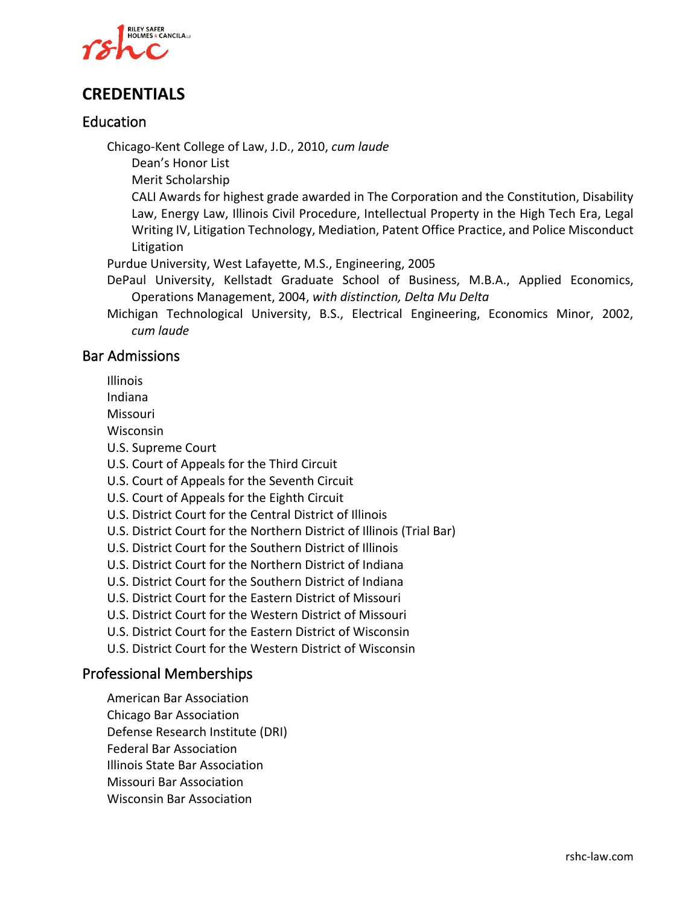# CREDENTIALS

## Education

Chicago-Kent College of Law, J.D., 2010, *cum laude*

- Dean's Honor List
- Merit Scholarship
- CALI Awards for highest grade awarded in The Corporation and the Constitution, Disability Law, Energy Law, Illinois Civil Procedure, Intellectual Property in the High Tech Era, Legal Writing IV, Litigation Technology, Mediation, Patent Office Practice, and Police Misconduct Litigation

Purdue University, West Lafayette, M.S., Engineering, 2005

DePaul University, Kellstadt Graduate School of Business, M.B.A., Applied Economics, Operations Management, 2004, *with distinction, Delta Mu Delta*

Michigan Technological University, B.S., Electrical Engineering, Economics Minor, 2002, *cum laude*

## Bar Admissions

Illinois
Indiana
Missouri
Wisconsin
U.S. Supreme Court
U.S. Court of Appeals for the Third Circuit
U.S. Court of Appeals for the Seventh Circuit
U.S. Court of Appeals for the Eighth Circuit
U.S. District Court for the Central District of Illinois
U.S. District Court for the Northern District of Illinois (Trial Bar)
U.S. District Court for the Southern District of Illinois
U.S. District Court for the Northern District of Indiana
U.S. District Court for the Southern District of Indiana
U.S. District Court for the Eastern District of Missouri
U.S. District Court for the Western District of Missouri
U.S. District Court for the Eastern District of Wisconsin
U.S. District Court for the Western District of Wisconsin

## Professional Memberships

American Bar Association
Chicago Bar Association
Defense Research Institute (DRI)
Federal Bar Association
Illinois State Bar Association
Missouri Bar Association
Wisconsin Bar Association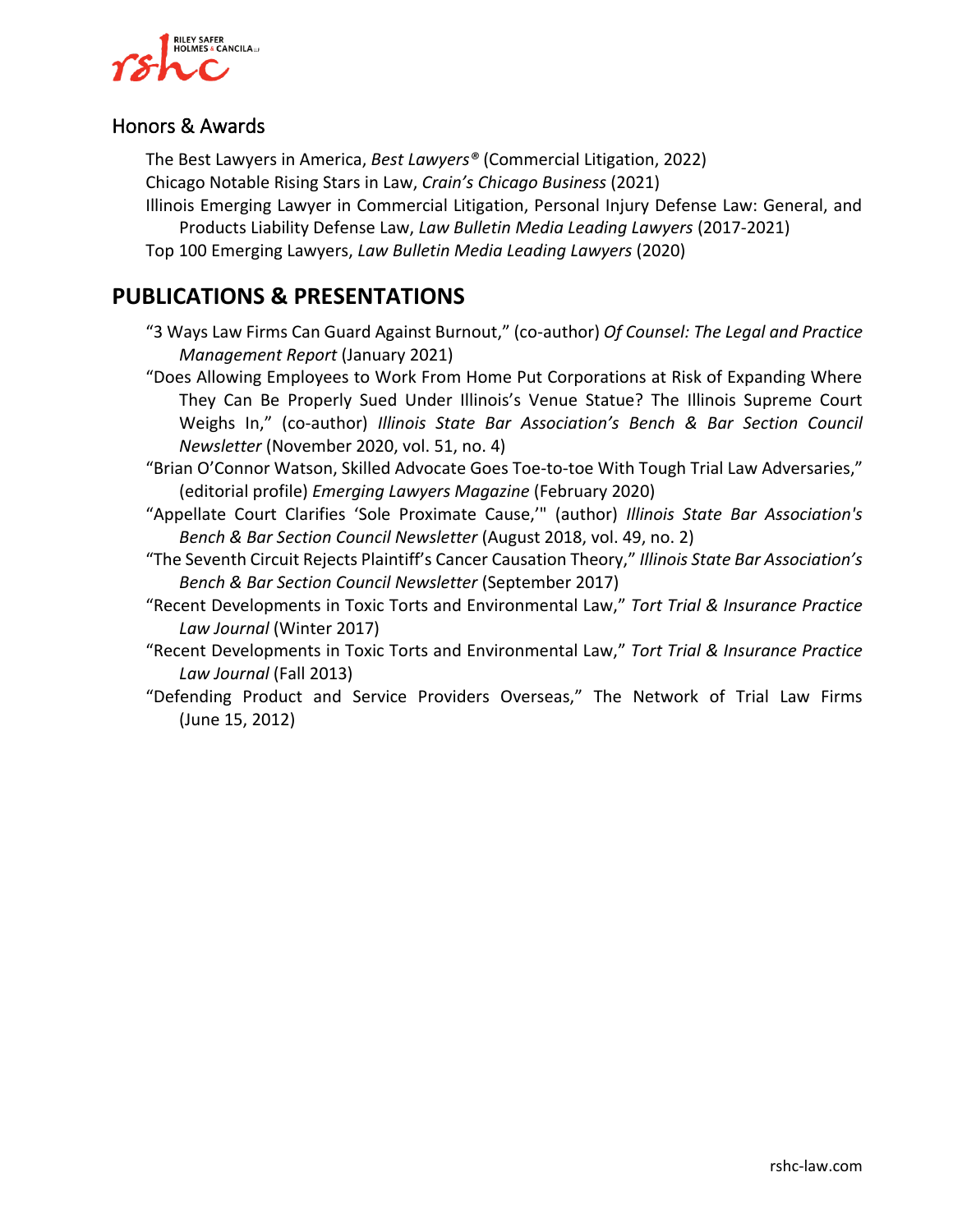## Honors & Awards

The Best Lawyers in America, *Best Lawyers®* (Commercial Litigation, 2022)

Chicago Notable Rising Stars in Law, *Crain's Chicago Business* (2021)

Illinois Emerging Lawyer in Commercial Litigation, Personal Injury Defense Law: General, and Products Liability Defense Law, *Law Bulletin Media Leading Lawyers* (2017-2021)

Top 100 Emerging Lawyers, *Law Bulletin Media Leading Lawyers* (2020)

# PUBLICATIONS & PRESENTATIONS

"3 Ways Law Firms Can Guard Against Burnout," (co-author) *Of Counsel: The Legal and Practice Management Report* (January 2021)

"Does Allowing Employees to Work From Home Put Corporations at Risk of Expanding Where They Can Be Properly Sued Under Illinois's Venue Statue? The Illinois Supreme Court Weighs In," (co-author) *Illinois State Bar Association's Bench & Bar Section Council Newsletter* (November 2020, vol. 51, no. 4)

"Brian O'Connor Watson, Skilled Advocate Goes Toe-to-toe With Tough Trial Law Adversaries," (editorial profile) *Emerging Lawyers Magazine* (February 2020)

"Appellate Court Clarifies 'Sole Proximate Cause,'" (author) *Illinois State Bar Association's Bench & Bar Section Council Newsletter* (August 2018, vol. 49, no. 2)

"The Seventh Circuit Rejects Plaintiff's Cancer Causation Theory," *Illinois State Bar Association's Bench & Bar Section Council Newsletter* (September 2017)

"Recent Developments in Toxic Torts and Environmental Law," *Tort Trial & Insurance Practice Law Journal* (Winter 2017)

"Recent Developments in Toxic Torts and Environmental Law," *Tort Trial & Insurance Practice Law Journal* (Fall 2013)

"Defending Product and Service Providers Overseas," The Network of Trial Law Firms (June 15, 2012)